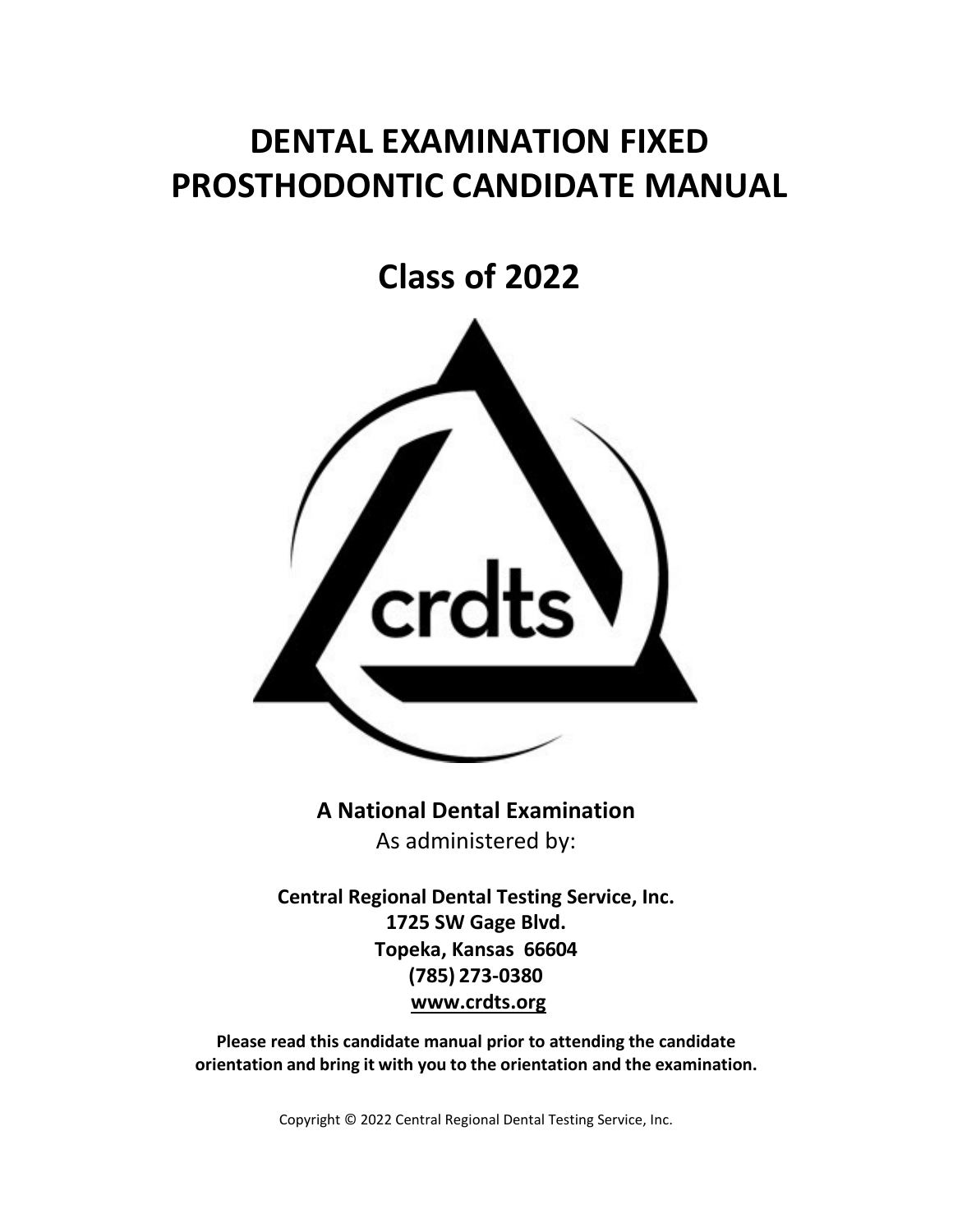# DENTAL EXAMINATION FIXED PROSTHODONTIC CANDIDATE MANUAL

# Class of 2022

**A National Dental Examination**

As administered by:

**Central Regional Dental Testing Service, Inc.**
**1725 SW Gage Blvd.**
**Topeka, Kansas 66604**
**(785) 273-0380**
**www.crdts.org**

**Please read this candidate manual prior to attending the candidate orientation and bring it with you to the orientation and the examination.**

Copyright © 2022 Central Regional Dental Testing Service, Inc.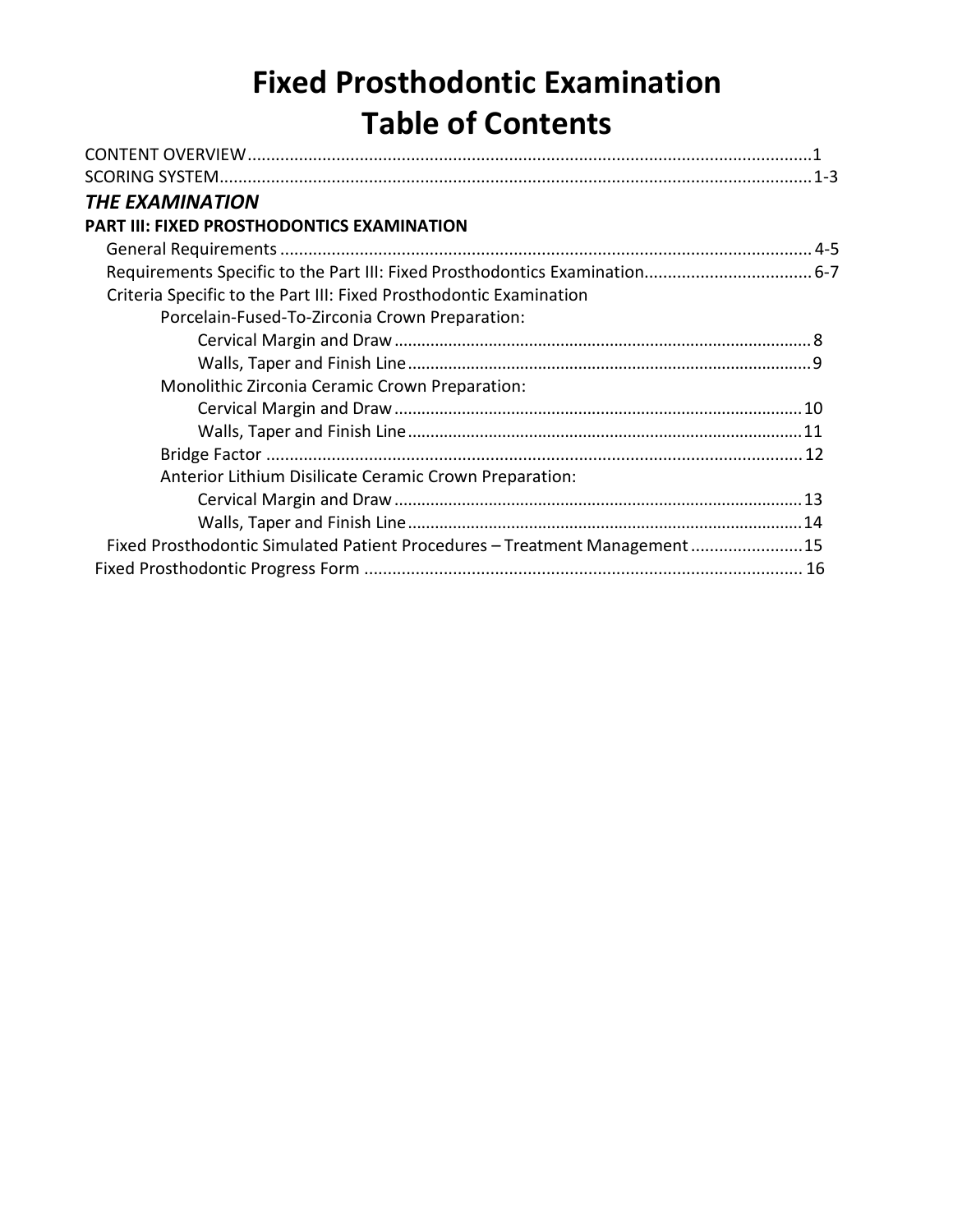# Fixed Prosthodontic Examination
# Table of Contents

CONTENT OVERVIEW ........................................................................................................................1
SCORING SYSTEM ........................................................................................................................1-3

***THE EXAMINATION***

**PART III: FIXED PROSTHODONTICS EXAMINATION**

- General Requirements ........................................................................................................................ 4-5
- Requirements Specific to the Part III: Fixed Prosthodontics Examination .................................... 6-7
- Criteria Specific to the Part III: Fixed Prosthodontic Examination
  - Porcelain-Fused-To-Zirconia Crown Preparation:
    - Cervical Margin and Draw ........................................................................................... 8
    - Walls, Taper and Finish Line ........................................................................................ 9
  - Monolithic Zirconia Ceramic Crown Preparation:
    - Cervical Margin and Draw ........................................................................................... 10
    - Walls, Taper and Finish Line ........................................................................................ 11
  - Bridge Factor ........................................................................................................................ 12
  - Anterior Lithium Disilicate Ceramic Crown Preparation:
    - Cervical Margin and Draw ........................................................................................... 13
    - Walls, Taper and Finish Line ........................................................................................ 14
- Fixed Prosthodontic Simulated Patient Procedures – Treatment Management ........................ 15

Fixed Prosthodontic Progress Form ............................................................................................... 16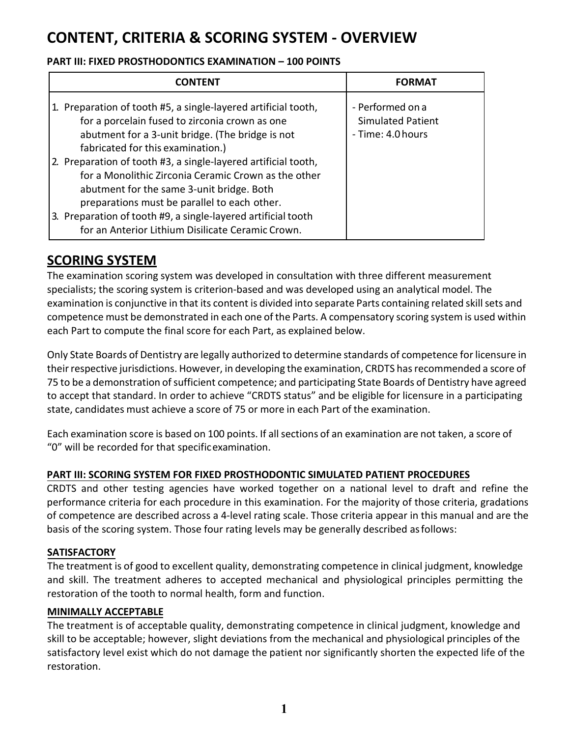# CONTENT, CRITERIA & SCORING SYSTEM - OVERVIEW

**PART III: FIXED PROSTHODONTICS EXAMINATION – 100 POINTS**

| CONTENT | FORMAT |
|---|---|
| 1. Preparation of tooth #5, a single-layered artificial tooth, for a porcelain fused to zirconia crown as one abutment for a 3-unit bridge. (The bridge is not fabricated for this examination.)<br>2. Preparation of tooth #3, a single-layered artificial tooth, for a Monolithic Zirconia Ceramic Crown as the other abutment for the same 3-unit bridge. Both preparations must be parallel to each other.<br>3. Preparation of tooth #9, a single-layered artificial tooth for an Anterior Lithium Disilicate Ceramic Crown. | - Performed on a Simulated Patient<br>- Time: 4.0 hours |

## SCORING SYSTEM

The examination scoring system was developed in consultation with three different measurement specialists; the scoring system is criterion-based and was developed using an analytical model. The examination is conjunctive in that its content is divided into separate Parts containing related skill sets and competence must be demonstrated in each one of the Parts. A compensatory scoring system is used within each Part to compute the final score for each Part, as explained below.

Only State Boards of Dentistry are legally authorized to determine standards of competence for licensure in their respective jurisdictions. However, in developing the examination, CRDTS has recommended a score of 75 to be a demonstration of sufficient competence; and participating State Boards of Dentistry have agreed to accept that standard. In order to achieve "CRDTS status" and be eligible for licensure in a participating state, candidates must achieve a score of 75 or more in each Part of the examination.

Each examination score is based on 100 points. If all sections of an examination are not taken, a score of "0" will be recorded for that specific examination.

**PART III: SCORING SYSTEM FOR FIXED PROSTHODONTIC SIMULATED PATIENT PROCEDURES**

CRDTS and other testing agencies have worked together on a national level to draft and refine the performance criteria for each procedure in this examination. For the majority of those criteria, gradations of competence are described across a 4-level rating scale. Those criteria appear in this manual and are the basis of the scoring system. Those four rating levels may be generally described as follows:

**SATISFACTORY**

The treatment is of good to excellent quality, demonstrating competence in clinical judgment, knowledge and skill. The treatment adheres to accepted mechanical and physiological principles permitting the restoration of the tooth to normal health, form and function.

**MINIMALLY ACCEPTABLE**

The treatment is of acceptable quality, demonstrating competence in clinical judgment, knowledge and skill to be acceptable; however, slight deviations from the mechanical and physiological principles of the satisfactory level exist which do not damage the patient nor significantly shorten the expected life of the restoration.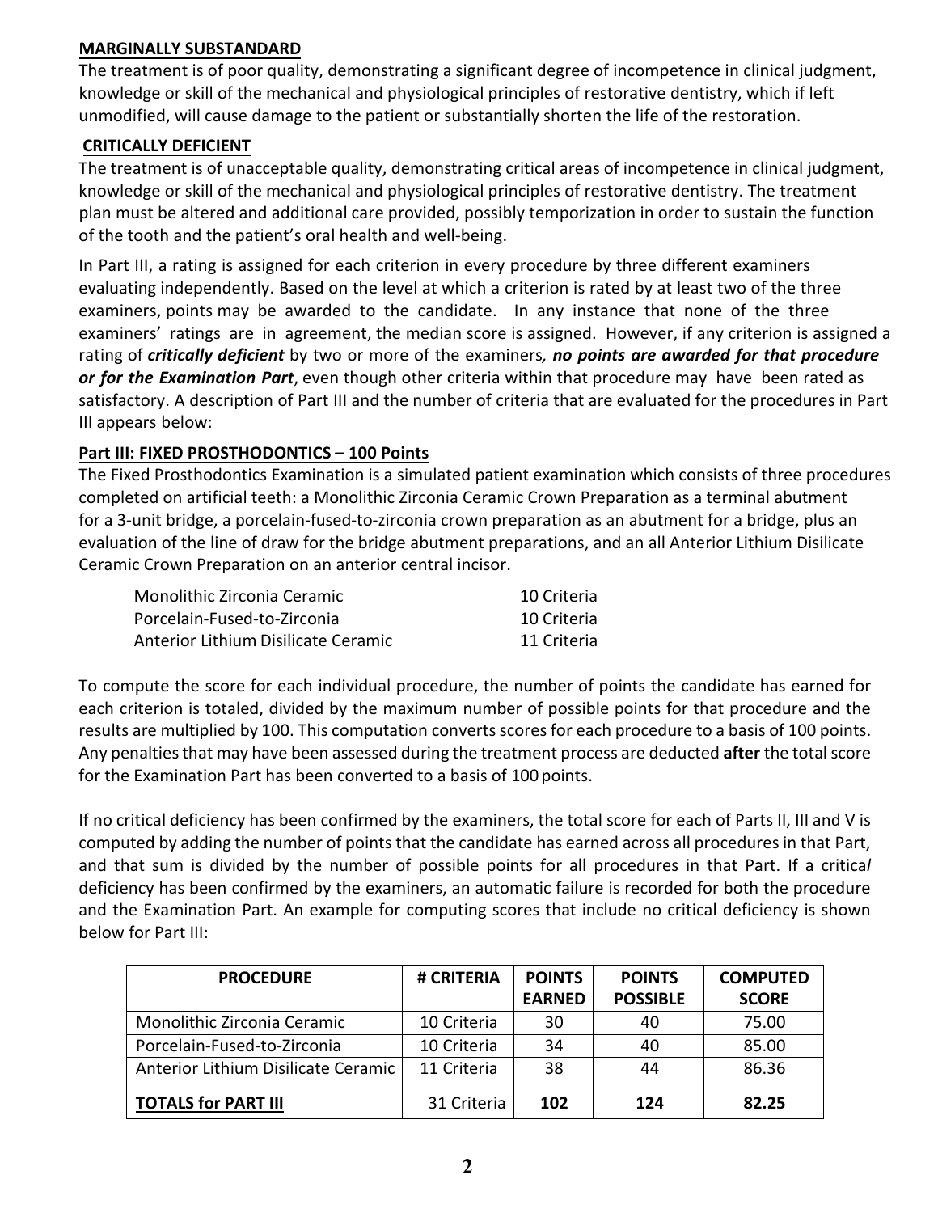**MARGINALLY SUBSTANDARD**

The treatment is of poor quality, demonstrating a significant degree of incompetence in clinical judgment, knowledge or skill of the mechanical and physiological principles of restorative dentistry, which if left unmodified, will cause damage to the patient or substantially shorten the life of the restoration.

**CRITICALLY DEFICIENT**

The treatment is of unacceptable quality, demonstrating critical areas of incompetence in clinical judgment, knowledge or skill of the mechanical and physiological principles of restorative dentistry. The treatment plan must be altered and additional care provided, possibly temporization in order to sustain the function of the tooth and the patient's oral health and well-being.

In Part III, a rating is assigned for each criterion in every procedure by three different examiners evaluating independently. Based on the level at which a criterion is rated by at least two of the three examiners, points may be awarded to the candidate. In any instance that none of the three examiners' ratings are in agreement, the median score is assigned. However, if any criterion is assigned a rating of ***critically deficient*** by two or more of the examiners*, **no points are awarded for that procedure or for the Examination Part***, even though other criteria within that procedure may have been rated as satisfactory. A description of Part III and the number of criteria that are evaluated for the procedures in Part III appears below:

**Part III: FIXED PROSTHODONTICS – 100 Points**

The Fixed Prosthodontics Examination is a simulated patient examination which consists of three procedures completed on artificial teeth: a Monolithic Zirconia Ceramic Crown Preparation as a terminal abutment for a 3-unit bridge, a porcelain-fused-to-zirconia crown preparation as an abutment for a bridge, plus an evaluation of the line of draw for the bridge abutment preparations, and an all Anterior Lithium Disilicate Ceramic Crown Preparation on an anterior central incisor.

| | |
|---|---|
| Monolithic Zirconia Ceramic | 10 Criteria |
| Porcelain-Fused-to-Zirconia | 10 Criteria |
| Anterior Lithium Disilicate Ceramic | 11 Criteria |

To compute the score for each individual procedure, the number of points the candidate has earned for each criterion is totaled, divided by the maximum number of possible points for that procedure and the results are multiplied by 100. This computation converts scores for each procedure to a basis of 100 points. Any penalties that may have been assessed during the treatment process are deducted **after** the total score for the Examination Part has been converted to a basis of 100 points.

If no critical deficiency has been confirmed by the examiners, the total score for each of Parts II, III and V is computed by adding the number of points that the candidate has earned across all procedures in that Part, and that sum is divided by the number of possible points for all procedures in that Part. If a critical deficiency has been confirmed by the examiners, an automatic failure is recorded for both the procedure and the Examination Part. An example for computing scores that include no critical deficiency is shown below for Part III:

| PROCEDURE | # CRITERIA | POINTS EARNED | POINTS POSSIBLE | COMPUTED SCORE |
|---|---|---|---|---|
| Monolithic Zirconia Ceramic | 10 Criteria | 30 | 40 | 75.00 |
| Porcelain-Fused-to-Zirconia | 10 Criteria | 34 | 40 | 85.00 |
| Anterior Lithium Disilicate Ceramic | 11 Criteria | 38 | 44 | 86.36 |
| **TOTALS for PART III** | 31 Criteria | **102** | **124** | **82.25** |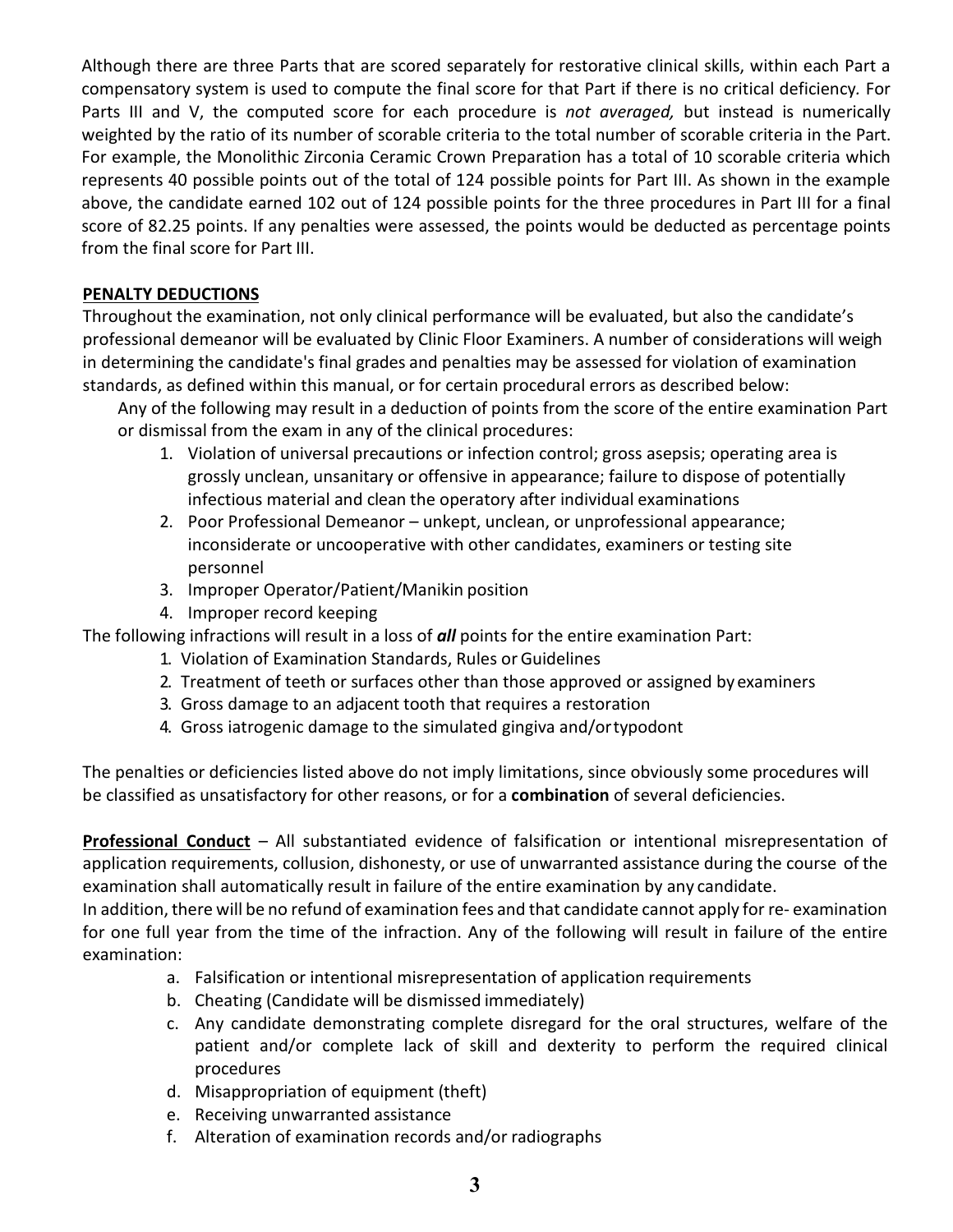Although there are three Parts that are scored separately for restorative clinical skills, within each Part a compensatory system is used to compute the final score for that Part if there is no critical deficiency. For Parts III and V, the computed score for each procedure is *not averaged,* but instead is numerically weighted by the ratio of its number of scorable criteria to the total number of scorable criteria in the Part. For example, the Monolithic Zirconia Ceramic Crown Preparation has a total of 10 scorable criteria which represents 40 possible points out of the total of 124 possible points for Part III. As shown in the example above, the candidate earned 102 out of 124 possible points for the three procedures in Part III for a final score of 82.25 points. If any penalties were assessed, the points would be deducted as percentage points from the final score for Part III.

**PENALTY DEDUCTIONS**

Throughout the examination, not only clinical performance will be evaluated, but also the candidate's professional demeanor will be evaluated by Clinic Floor Examiners. A number of considerations will weigh in determining the candidate's final grades and penalties may be assessed for violation of examination standards, as defined within this manual, or for certain procedural errors as described below:

Any of the following may result in a deduction of points from the score of the entire examination Part or dismissal from the exam in any of the clinical procedures:

1. Violation of universal precautions or infection control; gross asepsis; operating area is grossly unclean, unsanitary or offensive in appearance; failure to dispose of potentially infectious material and clean the operatory after individual examinations
2. Poor Professional Demeanor – unkept, unclean, or unprofessional appearance; inconsiderate or uncooperative with other candidates, examiners or testing site personnel
3. Improper Operator/Patient/Manikin position
4. Improper record keeping

The following infractions will result in a loss of ***all*** points for the entire examination Part:

1. Violation of Examination Standards, Rules or Guidelines
2. Treatment of teeth or surfaces other than those approved or assigned by examiners
3. Gross damage to an adjacent tooth that requires a restoration
4. Gross iatrogenic damage to the simulated gingiva and/or typodont

The penalties or deficiencies listed above do not imply limitations, since obviously some procedures will be classified as unsatisfactory for other reasons, or for a **combination** of several deficiencies.

**Professional Conduct** – All substantiated evidence of falsification or intentional misrepresentation of application requirements, collusion, dishonesty, or use of unwarranted assistance during the course of the examination shall automatically result in failure of the entire examination by any candidate.

In addition, there will be no refund of examination fees and that candidate cannot apply for re- examination for one full year from the time of the infraction. Any of the following will result in failure of the entire examination:

a. Falsification or intentional misrepresentation of application requirements
b. Cheating (Candidate will be dismissed immediately)
c. Any candidate demonstrating complete disregard for the oral structures, welfare of the patient and/or complete lack of skill and dexterity to perform the required clinical procedures
d. Misappropriation of equipment (theft)
e. Receiving unwarranted assistance
f. Alteration of examination records and/or radiographs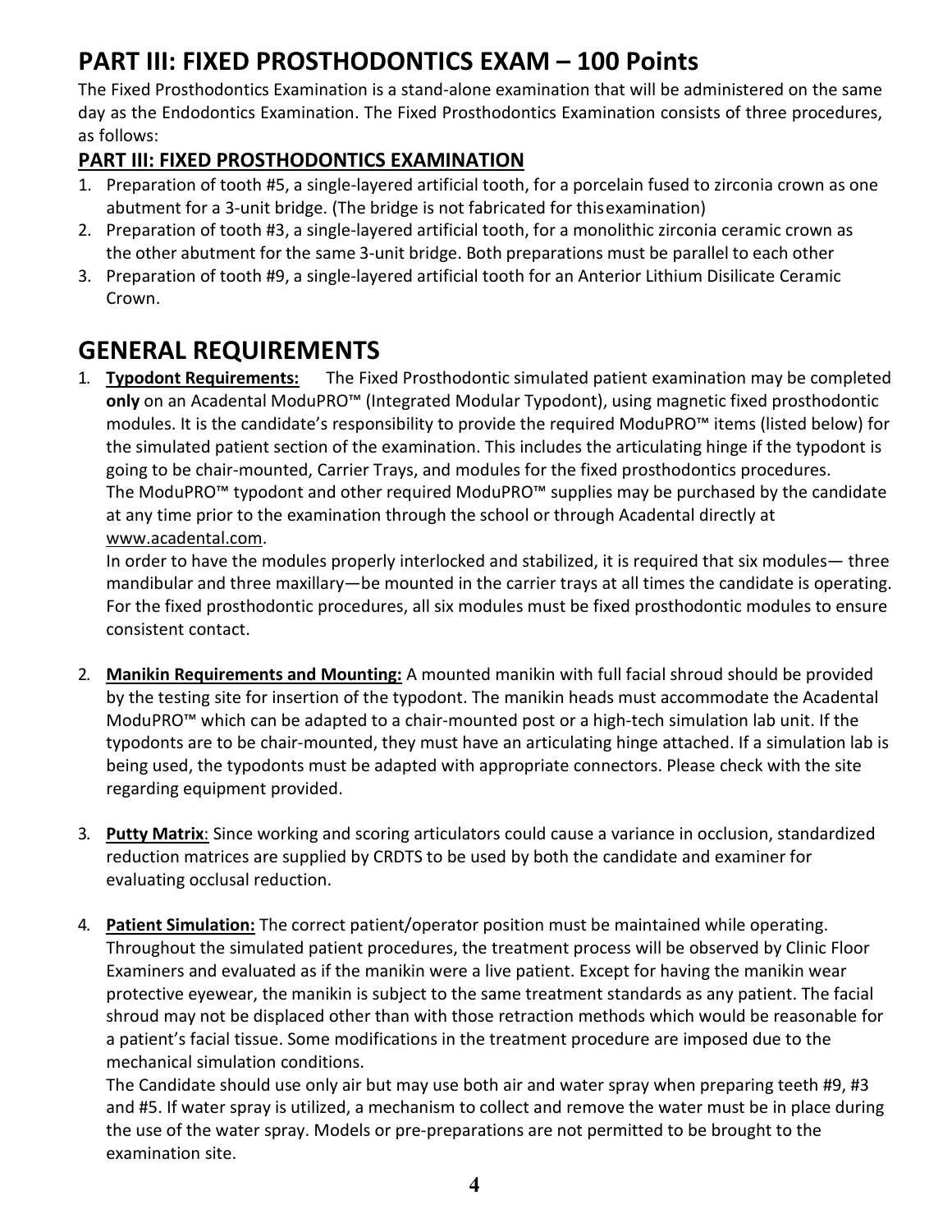# PART III: FIXED PROSTHODONTICS EXAM – 100 Points

The Fixed Prosthodontics Examination is a stand-alone examination that will be administered on the same day as the Endodontics Examination. The Fixed Prosthodontics Examination consists of three procedures, as follows:

### PART III: FIXED PROSTHODONTICS EXAMINATION

1. Preparation of tooth #5, a single-layered artificial tooth, for a porcelain fused to zirconia crown as one abutment for a 3-unit bridge. (The bridge is not fabricated for this examination)
2. Preparation of tooth #3, a single-layered artificial tooth, for a monolithic zirconia ceramic crown as the other abutment for the same 3-unit bridge. Both preparations must be parallel to each other
3. Preparation of tooth #9, a single-layered artificial tooth for an Anterior Lithium Disilicate Ceramic Crown.

# GENERAL REQUIREMENTS

1. **Typodont Requirements:** The Fixed Prosthodontic simulated patient examination may be completed **only** on an Acadental ModuPRO™ (Integrated Modular Typodont), using magnetic fixed prosthodontic modules. It is the candidate's responsibility to provide the required ModuPRO™ items (listed below) for the simulated patient section of the examination. This includes the articulating hinge if the typodont is going to be chair-mounted, Carrier Trays, and modules for the fixed prosthodontics procedures. The ModuPRO™ typodont and other required ModuPRO™ supplies may be purchased by the candidate at any time prior to the examination through the school or through Acadental directly at www.acadental.com.
   In order to have the modules properly interlocked and stabilized, it is required that six modules— three mandibular and three maxillary—be mounted in the carrier trays at all times the candidate is operating. For the fixed prosthodontic procedures, all six modules must be fixed prosthodontic modules to ensure consistent contact.

2. **Manikin Requirements and Mounting:** A mounted manikin with full facial shroud should be provided by the testing site for insertion of the typodont. The manikin heads must accommodate the Acadental ModuPRO™ which can be adapted to a chair-mounted post or a high-tech simulation lab unit. If the typodonts are to be chair-mounted, they must have an articulating hinge attached. If a simulation lab is being used, the typodonts must be adapted with appropriate connectors. Please check with the site regarding equipment provided.

3. **Putty Matrix**: Since working and scoring articulators could cause a variance in occlusion, standardized reduction matrices are supplied by CRDTS to be used by both the candidate and examiner for evaluating occlusal reduction.

4. **Patient Simulation:** The correct patient/operator position must be maintained while operating. Throughout the simulated patient procedures, the treatment process will be observed by Clinic Floor Examiners and evaluated as if the manikin were a live patient. Except for having the manikin wear protective eyewear, the manikin is subject to the same treatment standards as any patient. The facial shroud may not be displaced other than with those retraction methods which would be reasonable for a patient's facial tissue. Some modifications in the treatment procedure are imposed due to the mechanical simulation conditions.
   The Candidate should use only air but may use both air and water spray when preparing teeth #9, #3 and #5. If water spray is utilized, a mechanism to collect and remove the water must be in place during the use of the water spray. Models or pre-preparations are not permitted to be brought to the examination site.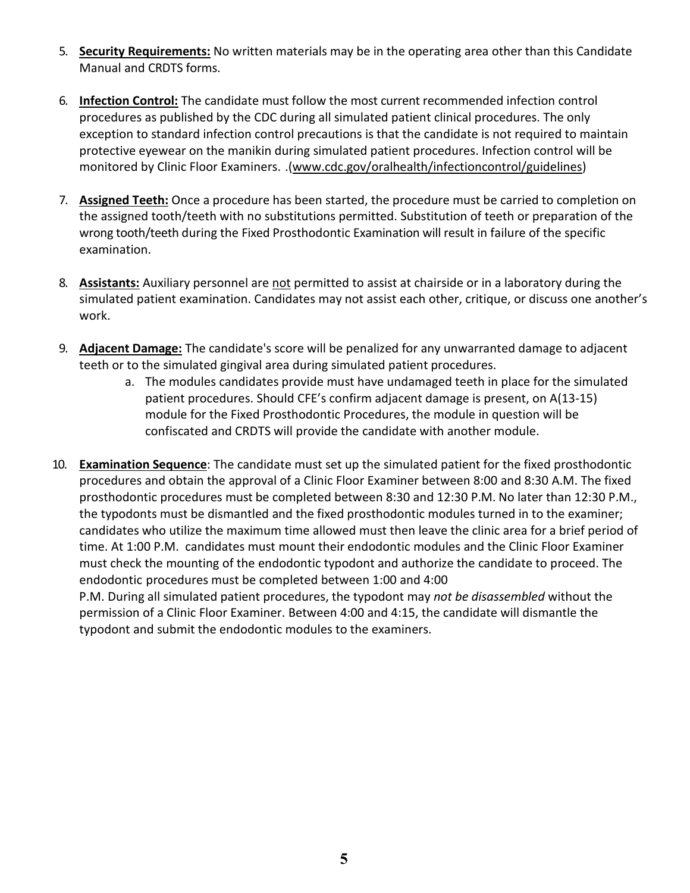5. **Security Requirements:** No written materials may be in the operating area other than this Candidate Manual and CRDTS forms.

6. **Infection Control:** The candidate must follow the most current recommended infection control procedures as published by the CDC during all simulated patient clinical procedures. The only exception to standard infection control precautions is that the candidate is not required to maintain protective eyewear on the manikin during simulated patient procedures. Infection control will be monitored by Clinic Floor Examiners. .(www.cdc.gov/oralhealth/infectioncontrol/guidelines)

7. **Assigned Teeth:** Once a procedure has been started, the procedure must be carried to completion on the assigned tooth/teeth with no substitutions permitted. Substitution of teeth or preparation of the wrong tooth/teeth during the Fixed Prosthodontic Examination will result in failure of the specific examination.

8. **Assistants:** Auxiliary personnel are not permitted to assist at chairside or in a laboratory during the simulated patient examination. Candidates may not assist each other, critique, or discuss one another's work.

9. **Adjacent Damage:** The candidate's score will be penalized for any unwarranted damage to adjacent teeth or to the simulated gingival area during simulated patient procedures.
   a. The modules candidates provide must have undamaged teeth in place for the simulated patient procedures. Should CFE's confirm adjacent damage is present, on A(13-15) module for the Fixed Prosthodontic Procedures, the module in question will be confiscated and CRDTS will provide the candidate with another module.

10. **Examination Sequence**: The candidate must set up the simulated patient for the fixed prosthodontic procedures and obtain the approval of a Clinic Floor Examiner between 8:00 and 8:30 A.M. The fixed prosthodontic procedures must be completed between 8:30 and 12:30 P.M. No later than 12:30 P.M., the typodonts must be dismantled and the fixed prosthodontic modules turned in to the examiner; candidates who utilize the maximum time allowed must then leave the clinic area for a brief period of time. At 1:00 P.M. candidates must mount their endodontic modules and the Clinic Floor Examiner must check the mounting of the endodontic typodont and authorize the candidate to proceed. The endodontic procedures must be completed between 1:00 and 4:00 P.M. During all simulated patient procedures, the typodont may *not be disassembled* without the permission of a Clinic Floor Examiner. Between 4:00 and 4:15, the candidate will dismantle the typodont and submit the endodontic modules to the examiners.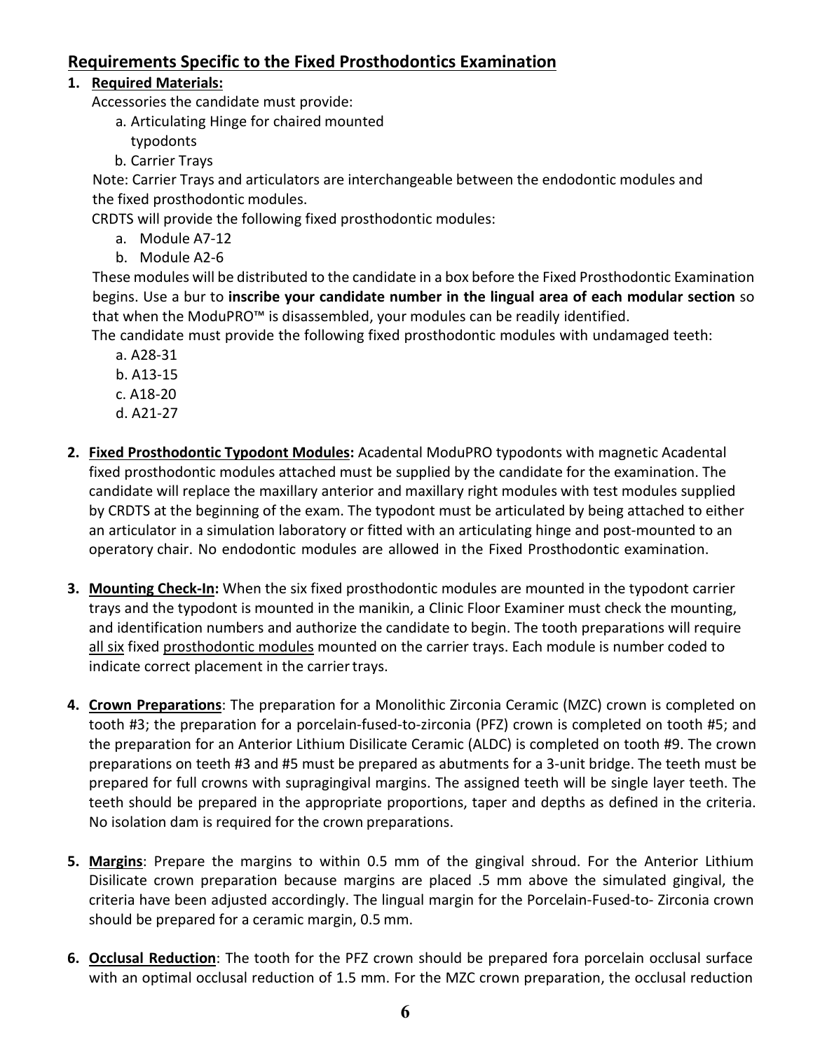## Requirements Specific to the Fixed Prosthodontics Examination

1. **Required Materials:**

   Accessories the candidate must provide:

   a. Articulating Hinge for chaired mounted typodonts

   b. Carrier Trays

   Note: Carrier Trays and articulators are interchangeable between the endodontic modules and the fixed prosthodontic modules.

   CRDTS will provide the following fixed prosthodontic modules:

   a. Module A7-12

   b. Module A2-6

   These modules will be distributed to the candidate in a box before the Fixed Prosthodontic Examination begins. Use a bur to **inscribe your candidate number in the lingual area of each modular section** so that when the ModuPRO™ is disassembled, your modules can be readily identified.

   The candidate must provide the following fixed prosthodontic modules with undamaged teeth:

   a. A28-31

   b. A13-15

   c. A18-20

   d. A21-27

2. **Fixed Prosthodontic Typodont Modules:** Acadental ModuPRO typodonts with magnetic Acadental fixed prosthodontic modules attached must be supplied by the candidate for the examination. The candidate will replace the maxillary anterior and maxillary right modules with test modules supplied by CRDTS at the beginning of the exam. The typodont must be articulated by being attached to either an articulator in a simulation laboratory or fitted with an articulating hinge and post-mounted to an operatory chair. No endodontic modules are allowed in the Fixed Prosthodontic examination.

3. **Mounting Check-In:** When the six fixed prosthodontic modules are mounted in the typodont carrier trays and the typodont is mounted in the manikin, a Clinic Floor Examiner must check the mounting, and identification numbers and authorize the candidate to begin. The tooth preparations will require all six fixed prosthodontic modules mounted on the carrier trays. Each module is number coded to indicate correct placement in the carrier trays.

4. **Crown Preparations**: The preparation for a Monolithic Zirconia Ceramic (MZC) crown is completed on tooth #3; the preparation for a porcelain-fused-to-zirconia (PFZ) crown is completed on tooth #5; and the preparation for an Anterior Lithium Disilicate Ceramic (ALDC) is completed on tooth #9. The crown preparations on teeth #3 and #5 must be prepared as abutments for a 3-unit bridge. The teeth must be prepared for full crowns with supragingival margins. The assigned teeth will be single layer teeth. The teeth should be prepared in the appropriate proportions, taper and depths as defined in the criteria. No isolation dam is required for the crown preparations.

5. **Margins**: Prepare the margins to within 0.5 mm of the gingival shroud. For the Anterior Lithium Disilicate crown preparation because margins are placed .5 mm above the simulated gingival, the criteria have been adjusted accordingly. The lingual margin for the Porcelain-Fused-to- Zirconia crown should be prepared for a ceramic margin, 0.5 mm.

6. **Occlusal Reduction**: The tooth for the PFZ crown should be prepared fora porcelain occlusal surface with an optimal occlusal reduction of 1.5 mm. For the MZC crown preparation, the occlusal reduction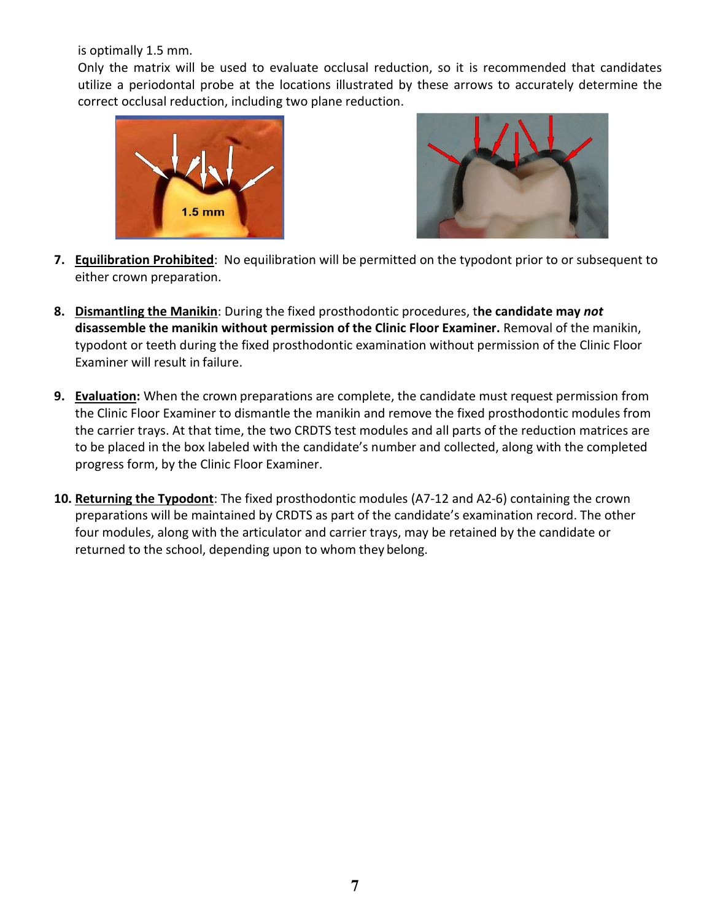is optimally 1.5 mm.

Only the matrix will be used to evaluate occlusal reduction, so it is recommended that candidates utilize a periodontal probe at the locations illustrated by these arrows to accurately determine the correct occlusal reduction, including two plane reduction.

7. **Equilibration Prohibited**: No equilibration will be permitted on the typodont prior to or subsequent to either crown preparation.

8. **Dismantling the Manikin**: During the fixed prosthodontic procedures, t**he candidate may *not* disassemble the manikin without permission of the Clinic Floor Examiner.** Removal of the manikin, typodont or teeth during the fixed prosthodontic examination without permission of the Clinic Floor Examiner will result in failure.

9. **Evaluation:** When the crown preparations are complete, the candidate must request permission from the Clinic Floor Examiner to dismantle the manikin and remove the fixed prosthodontic modules from the carrier trays. At that time, the two CRDTS test modules and all parts of the reduction matrices are to be placed in the box labeled with the candidate's number and collected, along with the completed progress form, by the Clinic Floor Examiner.

10. **Returning the Typodont**: The fixed prosthodontic modules (A7-12 and A2-6) containing the crown preparations will be maintained by CRDTS as part of the candidate's examination record. The other four modules, along with the articulator and carrier trays, may be retained by the candidate or returned to the school, depending upon to whom they belong.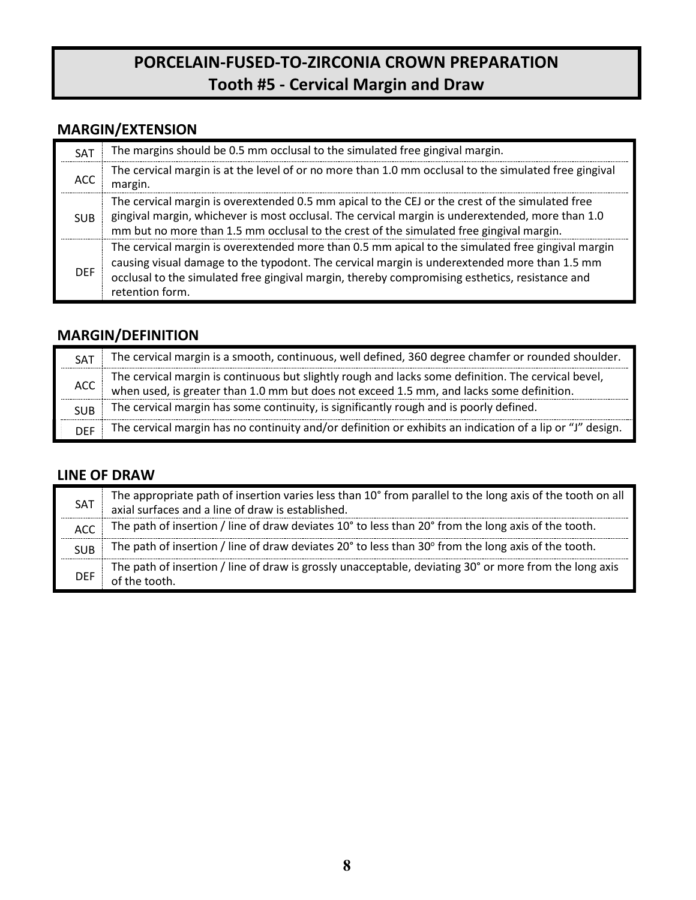# PORCELAIN-FUSED-TO-ZIRCONIA CROWN PREPARATION
## Tooth #5 - Cervical Margin and Draw

### MARGIN/EXTENSION

| | |
|---|---|
| SAT | The margins should be 0.5 mm occlusal to the simulated free gingival margin. |
| ACC | The cervical margin is at the level of or no more than 1.0 mm occlusal to the simulated free gingival margin. |
| SUB | The cervical margin is overextended 0.5 mm apical to the CEJ or the crest of the simulated free gingival margin, whichever is most occlusal. The cervical margin is underextended, more than 1.0 mm but no more than 1.5 mm occlusal to the crest of the simulated free gingival margin. |
| DEF | The cervical margin is overextended more than 0.5 mm apical to the simulated free gingival margin causing visual damage to the typodont. The cervical margin is underextended more than 1.5 mm occlusal to the simulated free gingival margin, thereby compromising esthetics, resistance and retention form. |

### MARGIN/DEFINITION

| | |
|---|---|
| SAT | The cervical margin is a smooth, continuous, well defined, 360 degree chamfer or rounded shoulder. |
| ACC | The cervical margin is continuous but slightly rough and lacks some definition. The cervical bevel, when used, is greater than 1.0 mm but does not exceed 1.5 mm, and lacks some definition. |
| SUB | The cervical margin has some continuity, is significantly rough and is poorly defined. |
| DEF | The cervical margin has no continuity and/or definition or exhibits an indication of a lip or "J" design. |

### LINE OF DRAW

| | |
|---|---|
| SAT | The appropriate path of insertion varies less than 10° from parallel to the long axis of the tooth on all axial surfaces and a line of draw is established. |
| ACC | The path of insertion / line of draw deviates 10° to less than 20° from the long axis of the tooth. |
| SUB | The path of insertion / line of draw deviates 20° to less than 30° from the long axis of the tooth. |
| DEF | The path of insertion / line of draw is grossly unacceptable, deviating 30° or more from the long axis of the tooth. |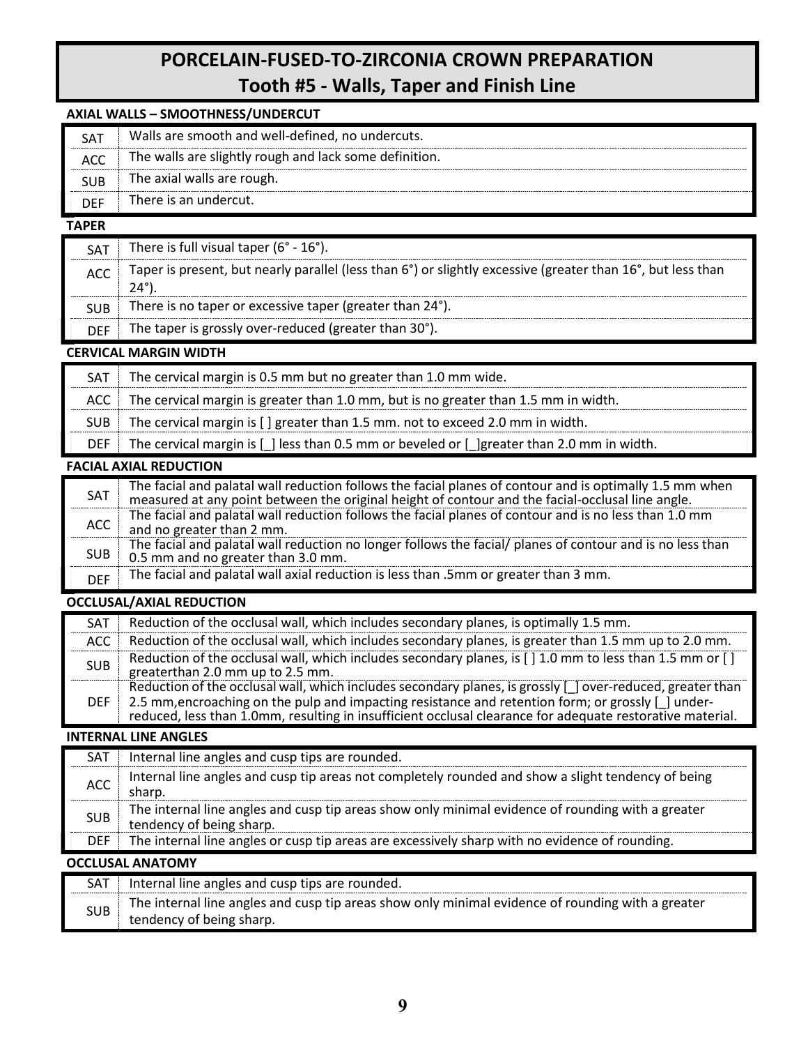# PORCELAIN-FUSED-TO-ZIRCONIA CROWN PREPARATION
## Tooth #5 - Walls, Taper and Finish Line

**AXIAL WALLS – SMOOTHNESS/UNDERCUT**

| | |
|---|---|
| SAT | Walls are smooth and well-defined, no undercuts. |
| ACC | The walls are slightly rough and lack some definition. |
| SUB | The axial walls are rough. |
| DEF | There is an undercut. |

**TAPER**

| | |
|---|---|
| SAT | There is full visual taper (6° - 16°). |
| ACC | Taper is present, but nearly parallel (less than 6°) or slightly excessive (greater than 16°, but less than 24°). |
| SUB | There is no taper or excessive taper (greater than 24°). |
| DEF | The taper is grossly over-reduced (greater than 30°). |

**CERVICAL MARGIN WIDTH**

| | |
|---|---|
| SAT | The cervical margin is 0.5 mm but no greater than 1.0 mm wide. |
| ACC | The cervical margin is greater than 1.0 mm, but is no greater than 1.5 mm in width. |
| SUB | The cervical margin is [ ] greater than 1.5 mm. not to exceed 2.0 mm in width. |
| DEF | The cervical margin is [_] less than 0.5 mm or beveled or [_]greater than 2.0 mm in width. |

**FACIAL AXIAL REDUCTION**

| | |
|---|---|
| SAT | The facial and palatal wall reduction follows the facial planes of contour and is optimally 1.5 mm when measured at any point between the original height of contour and the facial-occlusal line angle. |
| ACC | The facial and palatal wall reduction follows the facial planes of contour and is no less than 1.0 mm and no greater than 2 mm. |
| SUB | The facial and palatal wall reduction no longer follows the facial/ planes of contour and is no less than 0.5 mm and no greater than 3.0 mm. |
| DEF | The facial and palatal wall axial reduction is less than .5mm or greater than 3 mm. |

**OCCLUSAL/AXIAL REDUCTION**

| | |
|---|---|
| SAT | Reduction of the occlusal wall, which includes secondary planes, is optimally 1.5 mm. |
| ACC | Reduction of the occlusal wall, which includes secondary planes, is greater than 1.5 mm up to 2.0 mm. |
| SUB | Reduction of the occlusal wall, which includes secondary planes, is [ ] 1.0 mm to less than 1.5 mm or [ ] greaterthan 2.0 mm up to 2.5 mm. |
| DEF | Reduction of the occlusal wall, which includes secondary planes, is grossly [_] over-reduced, greater than 2.5 mm,encroaching on the pulp and impacting resistance and retention form; or grossly [_] under-reduced, less than 1.0mm, resulting in insufficient occlusal clearance for adequate restorative material. |

**INTERNAL LINE ANGLES**

| | |
|---|---|
| SAT | Internal line angles and cusp tips are rounded. |
| ACC | Internal line angles and cusp tip areas not completely rounded and show a slight tendency of being sharp. |
| SUB | The internal line angles and cusp tip areas show only minimal evidence of rounding with a greater tendency of being sharp. |
| DEF | The internal line angles or cusp tip areas are excessively sharp with no evidence of rounding. |

**OCCLUSAL ANATOMY**

| | |
|---|---|
| SAT | Internal line angles and cusp tips are rounded. |
| SUB | The internal line angles and cusp tip areas show only minimal evidence of rounding with a greater tendency of being sharp. |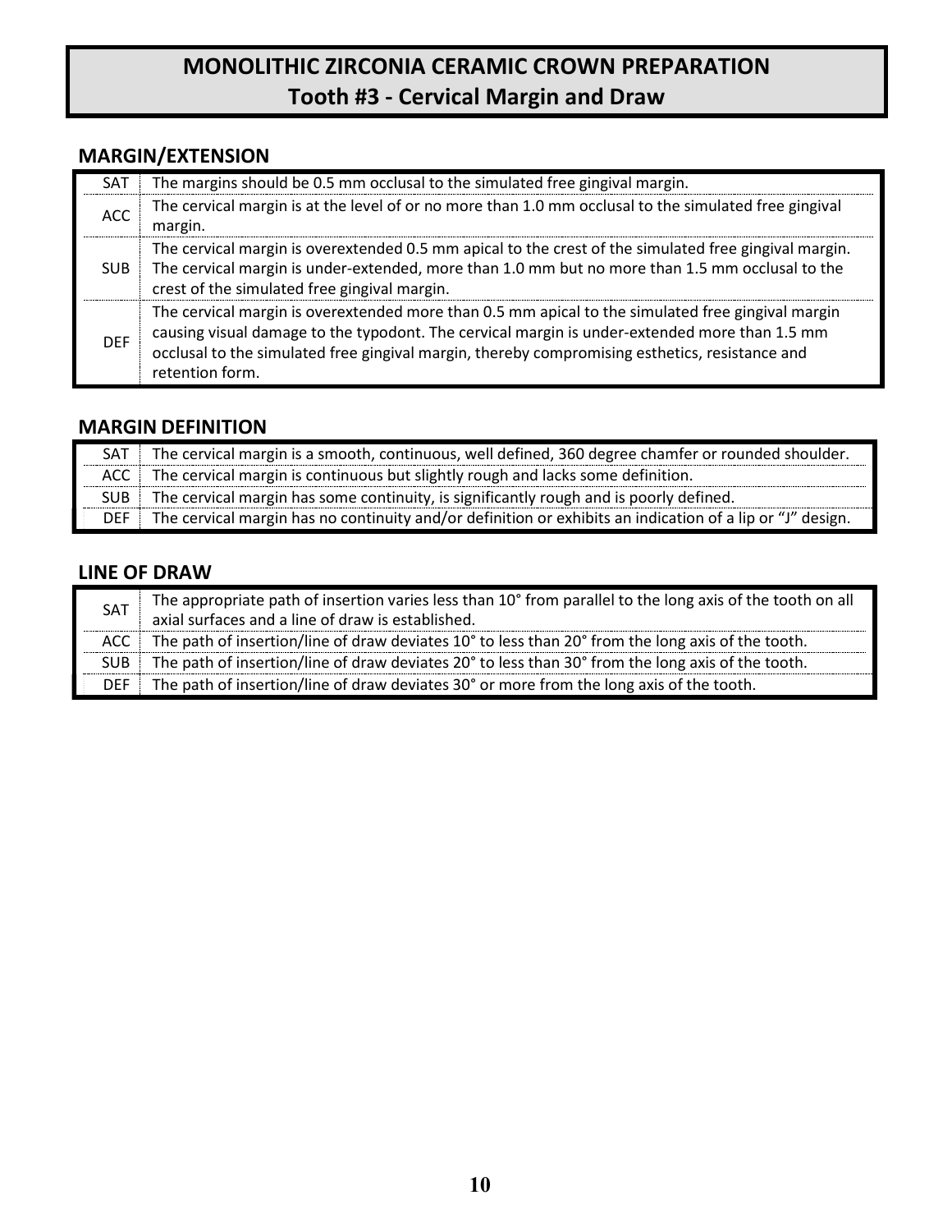# MONOLITHIC ZIRCONIA CERAMIC CROWN PREPARATION
## Tooth #3 - Cervical Margin and Draw

### MARGIN/EXTENSION

| | |
|---|---|
| SAT | The margins should be 0.5 mm occlusal to the simulated free gingival margin. |
| ACC | The cervical margin is at the level of or no more than 1.0 mm occlusal to the simulated free gingival margin. |
| SUB | The cervical margin is overextended 0.5 mm apical to the crest of the simulated free gingival margin. The cervical margin is under-extended, more than 1.0 mm but no more than 1.5 mm occlusal to the crest of the simulated free gingival margin. |
| DEF | The cervical margin is overextended more than 0.5 mm apical to the simulated free gingival margin causing visual damage to the typodont. The cervical margin is under-extended more than 1.5 mm occlusal to the simulated free gingival margin, thereby compromising esthetics, resistance and retention form. |

### MARGIN DEFINITION

| | |
|---|---|
| SAT | The cervical margin is a smooth, continuous, well defined, 360 degree chamfer or rounded shoulder. |
| ACC | The cervical margin is continuous but slightly rough and lacks some definition. |
| SUB | The cervical margin has some continuity, is significantly rough and is poorly defined. |
| DEF | The cervical margin has no continuity and/or definition or exhibits an indication of a lip or “J” design. |

### LINE OF DRAW

| | |
|---|---|
| SAT | The appropriate path of insertion varies less than 10° from parallel to the long axis of the tooth on all axial surfaces and a line of draw is established. |
| ACC | The path of insertion/line of draw deviates 10° to less than 20° from the long axis of the tooth. |
| SUB | The path of insertion/line of draw deviates 20° to less than 30° from the long axis of the tooth. |
| DEF | The path of insertion/line of draw deviates 30° or more from the long axis of the tooth. |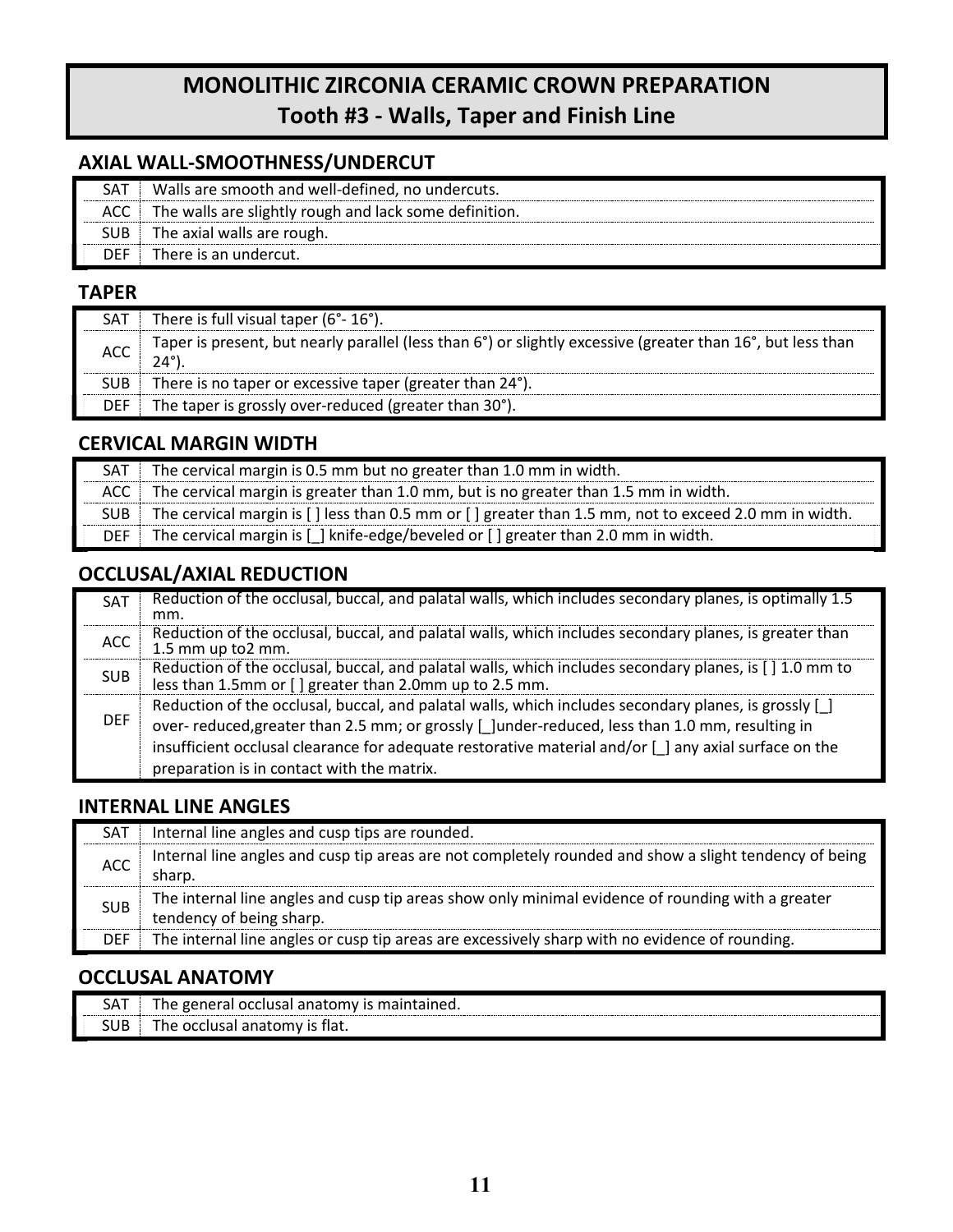# MONOLITHIC ZIRCONIA CERAMIC CROWN PREPARATION
## Tooth #3 - Walls, Taper and Finish Line

### AXIAL WALL-SMOOTHNESS/UNDERCUT

| | |
|---|---|
| SAT | Walls are smooth and well-defined, no undercuts. |
| ACC | The walls are slightly rough and lack some definition. |
| SUB | The axial walls are rough. |
| DEF | There is an undercut. |

### TAPER

| | |
|---|---|
| SAT | There is full visual taper (6°- 16°). |
| ACC | Taper is present, but nearly parallel (less than 6°) or slightly excessive (greater than 16°, but less than 24°). |
| SUB | There is no taper or excessive taper (greater than 24°). |
| DEF | The taper is grossly over-reduced (greater than 30°). |

### CERVICAL MARGIN WIDTH

| | |
|---|---|
| SAT | The cervical margin is 0.5 mm but no greater than 1.0 mm in width. |
| ACC | The cervical margin is greater than 1.0 mm, but is no greater than 1.5 mm in width. |
| SUB | The cervical margin is [ ] less than 0.5 mm or [ ] greater than 1.5 mm, not to exceed 2.0 mm in width. |
| DEF | The cervical margin is [_] knife-edge/beveled or [ ] greater than 2.0 mm in width. |

### OCCLUSAL/AXIAL REDUCTION

| | |
|---|---|
| SAT | Reduction of the occlusal, buccal, and palatal walls, which includes secondary planes, is optimally 1.5 mm. |
| ACC | Reduction of the occlusal, buccal, and palatal walls, which includes secondary planes, is greater than 1.5 mm up to2 mm. |
| SUB | Reduction of the occlusal, buccal, and palatal walls, which includes secondary planes, is [ ] 1.0 mm to less than 1.5mm or [ ] greater than 2.0mm up to 2.5 mm. |
| DEF | Reduction of the occlusal, buccal, and palatal walls, which includes secondary planes, is grossly [_] over- reduced,greater than 2.5 mm; or grossly [_]under-reduced, less than 1.0 mm, resulting in insufficient occlusal clearance for adequate restorative material and/or [_] any axial surface on the preparation is in contact with the matrix. |

### INTERNAL LINE ANGLES

| | |
|---|---|
| SAT | Internal line angles and cusp tips are rounded. |
| ACC | Internal line angles and cusp tip areas are not completely rounded and show a slight tendency of being sharp. |
| SUB | The internal line angles and cusp tip areas show only minimal evidence of rounding with a greater tendency of being sharp. |
| DEF | The internal line angles or cusp tip areas are excessively sharp with no evidence of rounding. |

### OCCLUSAL ANATOMY

| | |
|---|---|
| SAT | The general occlusal anatomy is maintained. |
| SUB | The occlusal anatomy is flat. |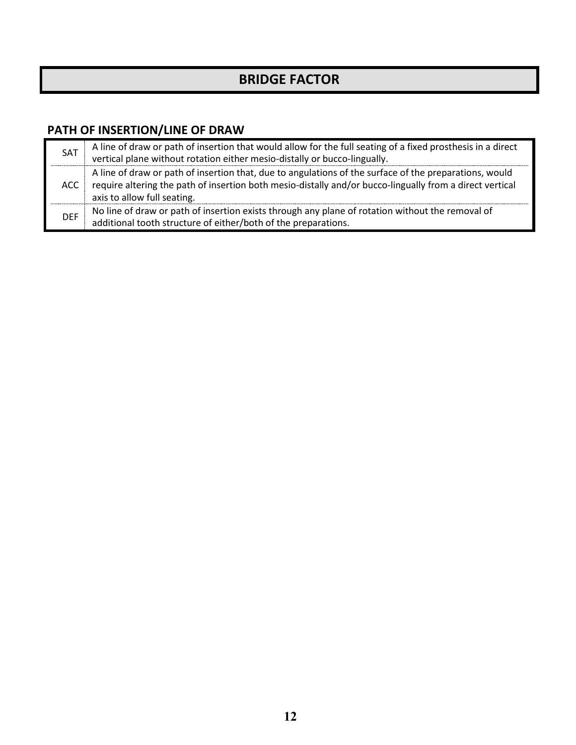# BRIDGE FACTOR

## PATH OF INSERTION/LINE OF DRAW

| | |
|---|---|
| SAT | A line of draw or path of insertion that would allow for the full seating of a fixed prosthesis in a direct vertical plane without rotation either mesio-distally or bucco-lingually. |
| ACC | A line of draw or path of insertion that, due to angulations of the surface of the preparations, would require altering the path of insertion both mesio-distally and/or bucco-lingually from a direct vertical axis to allow full seating. |
| DEF | No line of draw or path of insertion exists through any plane of rotation without the removal of additional tooth structure of either/both of the preparations. |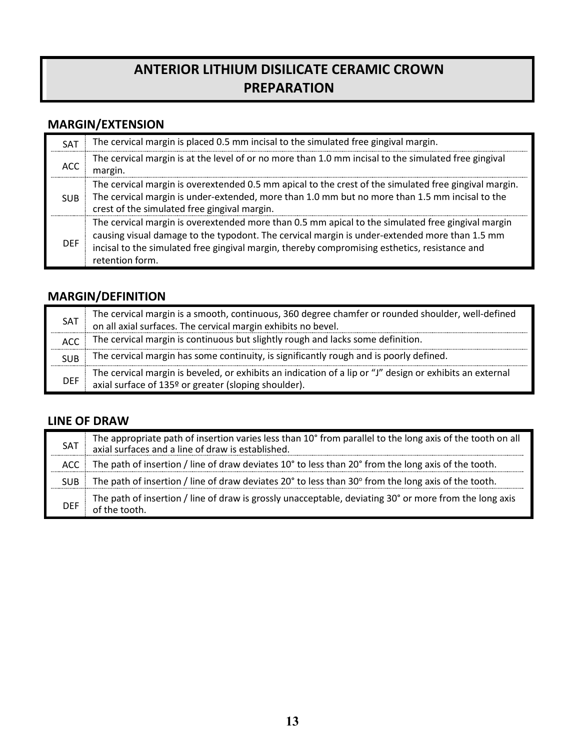# ANTERIOR LITHIUM DISILICATE CERAMIC CROWN PREPARATION

## MARGIN/EXTENSION

| | |
|---|---|
| SAT | The cervical margin is placed 0.5 mm incisal to the simulated free gingival margin. |
| ACC | The cervical margin is at the level of or no more than 1.0 mm incisal to the simulated free gingival margin. |
| SUB | The cervical margin is overextended 0.5 mm apical to the crest of the simulated free gingival margin. The cervical margin is under-extended, more than 1.0 mm but no more than 1.5 mm incisal to the crest of the simulated free gingival margin. |
| DEF | The cervical margin is overextended more than 0.5 mm apical to the simulated free gingival margin causing visual damage to the typodont. The cervical margin is under-extended more than 1.5 mm incisal to the simulated free gingival margin, thereby compromising esthetics, resistance and retention form. |

## MARGIN/DEFINITION

| | |
|---|---|
| SAT | The cervical margin is a smooth, continuous, 360 degree chamfer or rounded shoulder, well-defined on all axial surfaces. The cervical margin exhibits no bevel. |
| ACC | The cervical margin is continuous but slightly rough and lacks some definition. |
| SUB | The cervical margin has some continuity, is significantly rough and is poorly defined. |
| DEF | The cervical margin is beveled, or exhibits an indication of a lip or "J" design or exhibits an external axial surface of 135º or greater (sloping shoulder). |

## LINE OF DRAW

| | |
|---|---|
| SAT | The appropriate path of insertion varies less than 10° from parallel to the long axis of the tooth on all axial surfaces and a line of draw is established. |
| ACC | The path of insertion / line of draw deviates 10° to less than 20° from the long axis of the tooth. |
| SUB | The path of insertion / line of draw deviates 20° to less than 30° from the long axis of the tooth. |
| DEF | The path of insertion / line of draw is grossly unacceptable, deviating 30° or more from the long axis of the tooth. |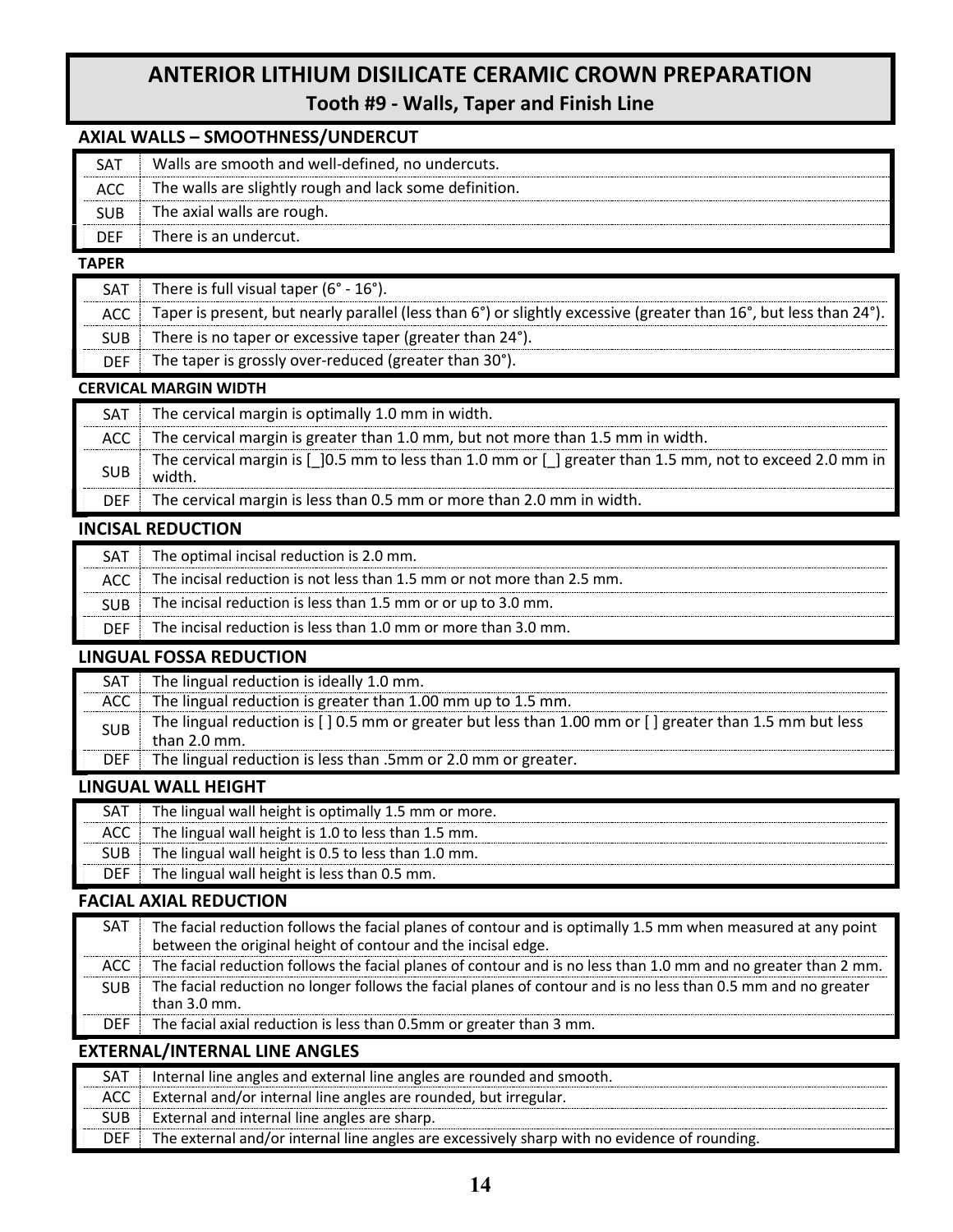# ANTERIOR LITHIUM DISILICATE CERAMIC CROWN PREPARATION

## Tooth #9 - Walls, Taper and Finish Line

### AXIAL WALLS – SMOOTHNESS/UNDERCUT

| | |
|---|---|
| SAT | Walls are smooth and well-defined, no undercuts. |
| ACC | The walls are slightly rough and lack some definition. |
| SUB | The axial walls are rough. |
| DEF | There is an undercut. |

### TAPER

| | |
|---|---|
| SAT | There is full visual taper (6° - 16°). |
| ACC | Taper is present, but nearly parallel (less than 6°) or slightly excessive (greater than 16°, but less than 24°). |
| SUB | There is no taper or excessive taper (greater than 24°). |
| DEF | The taper is grossly over-reduced (greater than 30°). |

### CERVICAL MARGIN WIDTH

| | |
|---|---|
| SAT | The cervical margin is optimally 1.0 mm in width. |
| ACC | The cervical margin is greater than 1.0 mm, but not more than 1.5 mm in width. |
| SUB | The cervical margin is [_]0.5 mm to less than 1.0 mm or [_] greater than 1.5 mm, not to exceed 2.0 mm in width. |
| DEF | The cervical margin is less than 0.5 mm or more than 2.0 mm in width. |

### INCISAL REDUCTION

| | |
|---|---|
| SAT | The optimal incisal reduction is 2.0 mm. |
| ACC | The incisal reduction is not less than 1.5 mm or not more than 2.5 mm. |
| SUB | The incisal reduction is less than 1.5 mm or or up to 3.0 mm. |
| DEF | The incisal reduction is less than 1.0 mm or more than 3.0 mm. |

### LINGUAL FOSSA REDUCTION

| | |
|---|---|
| SAT | The lingual reduction is ideally 1.0 mm. |
| ACC | The lingual reduction is greater than 1.00 mm up to 1.5 mm. |
| SUB | The lingual reduction is [ ] 0.5 mm or greater but less than 1.00 mm or [ ] greater than 1.5 mm but less than 2.0 mm. |
| DEF | The lingual reduction is less than .5mm or 2.0 mm or greater. |

### LINGUAL WALL HEIGHT

| | |
|---|---|
| SAT | The lingual wall height is optimally 1.5 mm or more. |
| ACC | The lingual wall height is 1.0 to less than 1.5 mm. |
| SUB | The lingual wall height is 0.5 to less than 1.0 mm. |
| DEF | The lingual wall height is less than 0.5 mm. |

### FACIAL AXIAL REDUCTION

| | |
|---|---|
| SAT | The facial reduction follows the facial planes of contour and is optimally 1.5 mm when measured at any point between the original height of contour and the incisal edge. |
| ACC | The facial reduction follows the facial planes of contour and is no less than 1.0 mm and no greater than 2 mm. |
| SUB | The facial reduction no longer follows the facial planes of contour and is no less than 0.5 mm and no greater than 3.0 mm. |
| DEF | The facial axial reduction is less than 0.5mm or greater than 3 mm. |

### EXTERNAL/INTERNAL LINE ANGLES

| | |
|---|---|
| SAT | Internal line angles and external line angles are rounded and smooth. |
| ACC | External and/or internal line angles are rounded, but irregular. |
| SUB | External and internal line angles are sharp. |
| DEF | The external and/or internal line angles are excessively sharp with no evidence of rounding. |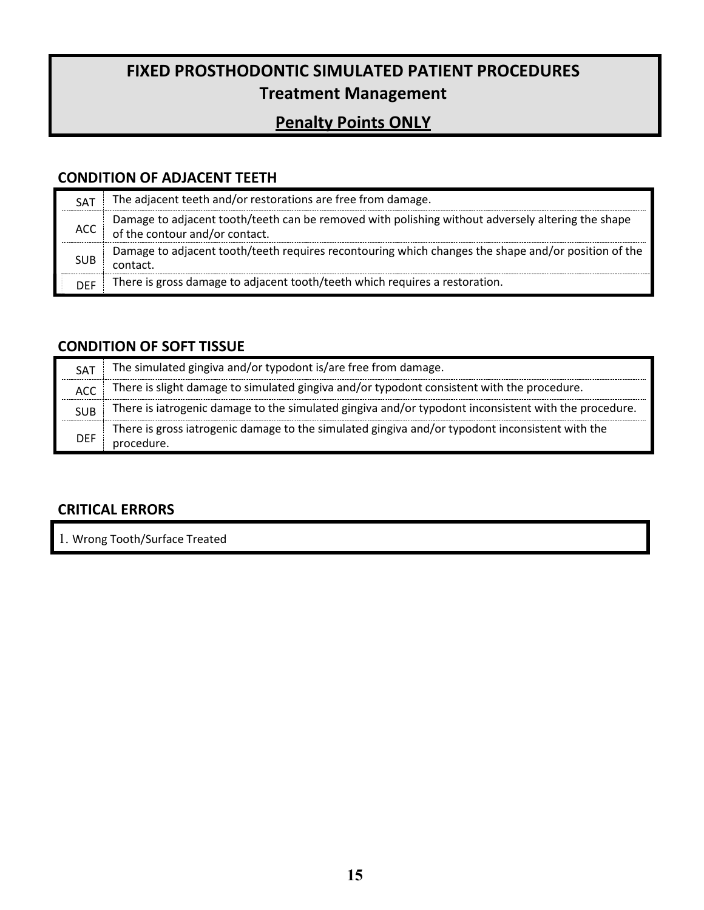# FIXED PROSTHODONTIC SIMULATED PATIENT PROCEDURES
## Treatment Management
## Penalty Points ONLY

### CONDITION OF ADJACENT TEETH

| | |
|---|---|
| SAT | The adjacent teeth and/or restorations are free from damage. |
| ACC | Damage to adjacent tooth/teeth can be removed with polishing without adversely altering the shape of the contour and/or contact. |
| SUB | Damage to adjacent tooth/teeth requires recontouring which changes the shape and/or position of the contact. |
| DEF | There is gross damage to adjacent tooth/teeth which requires a restoration. |

### CONDITION OF SOFT TISSUE

| | |
|---|---|
| SAT | The simulated gingiva and/or typodont is/are free from damage. |
| ACC | There is slight damage to simulated gingiva and/or typodont consistent with the procedure. |
| SUB | There is iatrogenic damage to the simulated gingiva and/or typodont inconsistent with the procedure. |
| DEF | There is gross iatrogenic damage to the simulated gingiva and/or typodont inconsistent with the procedure. |

### CRITICAL ERRORS

1. Wrong Tooth/Surface Treated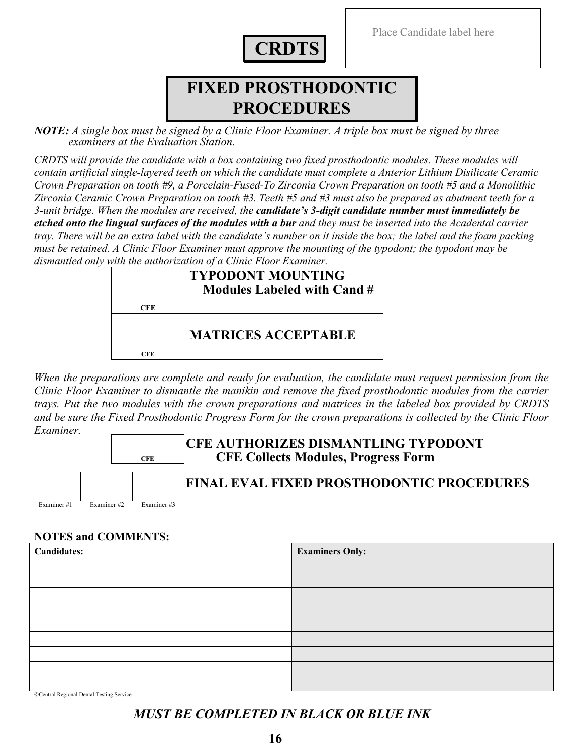Place Candidate label here

# CRDTS

## FIXED PROSTHODONTIC PROCEDURES

***NOTE:*** *A single box must be signed by a Clinic Floor Examiner. A triple box must be signed by three examiners at the Evaluation Station.*

*CRDTS will provide the candidate with a box containing two fixed prosthodontic modules. These modules will contain artificial single-layered teeth on which the candidate must complete a Anterior Lithium Disilicate Ceramic Crown Preparation on tooth #9, a Porcelain-Fused-To Zirconia Crown Preparation on tooth #5 and a Monolithic Zirconia Ceramic Crown Preparation on tooth #3. Teeth #5 and #3 must also be prepared as abutment teeth for a 3-unit bridge. When the modules are received, the* ***candidate's 3-digit candidate number must immediately be etched onto the lingual surfaces of the modules with a bur*** *and they must be inserted into the Acadental carrier tray. There will be an extra label with the candidate's number on it inside the box; the label and the foam packing must be retained. A Clinic Floor Examiner must approve the mounting of the typodont; the typodont may be dismantled only with the authorization of a Clinic Floor Examiner.*

| | |
|---|---|
| CFE | **TYPODONT MOUNTING Modules Labeled with Cand #** |
| CFE | **MATRICES ACCEPTABLE** |

*When the preparations are complete and ready for evaluation, the candidate must request permission from the Clinic Floor Examiner to dismantle the manikin and remove the fixed prosthodontic modules from the carrier trays. Put the two modules with the crown preparations and matrices in the labeled box provided by CRDTS and be sure the Fixed Prosthodontic Progress Form for the crown preparations is collected by the Clinic Floor Examiner.*

| | |
|---|---|
| CFE | **CFE AUTHORIZES DISMANTLING TYPODONT CFE Collects Modules, Progress Form** |

| | | | |
|---|---|---|---|
| Examiner #1 | Examiner #2 | Examiner #3 | **FINAL EVAL FIXED PROSTHODONTIC PROCEDURES** |

**NOTES and COMMENTS:**

| Candidates: | Examiners Only: |
|---|---|
| | |
| | |
| | |
| | |
| | |
| | |
| | |
| | |
| | |

©Central Regional Dental Testing Service

***MUST BE COMPLETED IN BLACK OR BLUE INK***